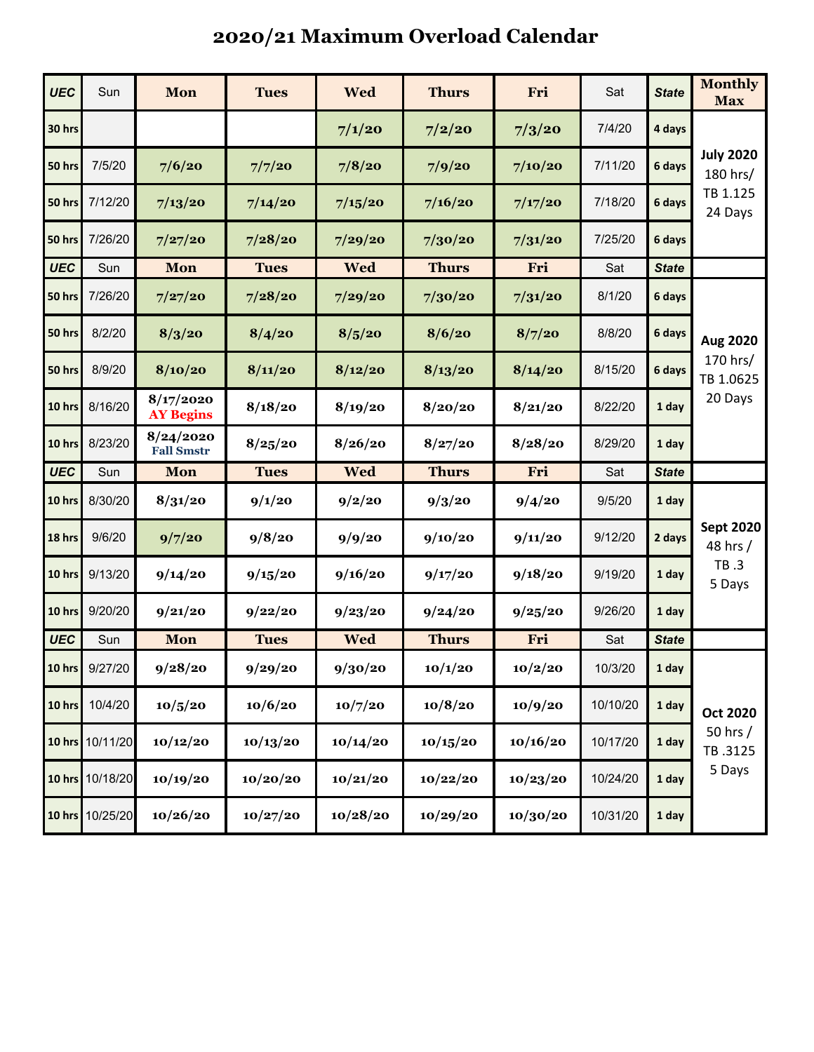# 2020/21 Maximum Overload Calendar

| UEC | Sun | Mon | Tues | Wed | Thurs | Fri | Sat | State | Monthly Max |
|---|---|---|---|---|---|---|---|---|---|
| 30 hrs | | | | 7/1/20 | 7/2/20 | 7/3/20 | 7/4/20 | 4 days | July 2020 180 hrs/ TB 1.125 24 Days |
| 50 hrs | 7/5/20 | 7/6/20 | 7/7/20 | 7/8/20 | 7/9/20 | 7/10/20 | 7/11/20 | 6 days | |
| 50 hrs | 7/12/20 | 7/13/20 | 7/14/20 | 7/15/20 | 7/16/20 | 7/17/20 | 7/18/20 | 6 days | |
| 50 hrs | 7/26/20 | 7/27/20 | 7/28/20 | 7/29/20 | 7/30/20 | 7/31/20 | 7/25/20 | 6 days | |
| UEC | Sun | Mon | Tues | Wed | Thurs | Fri | Sat | State | |
| 50 hrs | 7/26/20 | 7/27/20 | 7/28/20 | 7/29/20 | 7/30/20 | 7/31/20 | 8/1/20 | 6 days | Aug 2020 170 hrs/ TB 1.0625 20 Days |
| 50 hrs | 8/2/20 | 8/3/20 | 8/4/20 | 8/5/20 | 8/6/20 | 8/7/20 | 8/8/20 | 6 days | |
| 50 hrs | 8/9/20 | 8/10/20 | 8/11/20 | 8/12/20 | 8/13/20 | 8/14/20 | 8/15/20 | 6 days | |
| 10 hrs | 8/16/20 | 8/17/2020 AY Begins | 8/18/20 | 8/19/20 | 8/20/20 | 8/21/20 | 8/22/20 | 1 day | |
| 10 hrs | 8/23/20 | 8/24/2020 Fall Smstr | 8/25/20 | 8/26/20 | 8/27/20 | 8/28/20 | 8/29/20 | 1 day | |
| UEC | Sun | Mon | Tues | Wed | Thurs | Fri | Sat | State | |
| 10 hrs | 8/30/20 | 8/31/20 | 9/1/20 | 9/2/20 | 9/3/20 | 9/4/20 | 9/5/20 | 1 day | Sept 2020 48 hrs / TB .3 5 Days |
| 18 hrs | 9/6/20 | 9/7/20 | 9/8/20 | 9/9/20 | 9/10/20 | 9/11/20 | 9/12/20 | 2 days | |
| 10 hrs | 9/13/20 | 9/14/20 | 9/15/20 | 9/16/20 | 9/17/20 | 9/18/20 | 9/19/20 | 1 day | |
| 10 hrs | 9/20/20 | 9/21/20 | 9/22/20 | 9/23/20 | 9/24/20 | 9/25/20 | 9/26/20 | 1 day | |
| UEC | Sun | Mon | Tues | Wed | Thurs | Fri | Sat | State | |
| 10 hrs | 9/27/20 | 9/28/20 | 9/29/20 | 9/30/20 | 10/1/20 | 10/2/20 | 10/3/20 | 1 day | Oct 2020 50 hrs / TB .3125 5 Days |
| 10 hrs | 10/4/20 | 10/5/20 | 10/6/20 | 10/7/20 | 10/8/20 | 10/9/20 | 10/10/20 | 1 day | |
| 10 hrs | 10/11/20 | 10/12/20 | 10/13/20 | 10/14/20 | 10/15/20 | 10/16/20 | 10/17/20 | 1 day | |
| 10 hrs | 10/18/20 | 10/19/20 | 10/20/20 | 10/21/20 | 10/22/20 | 10/23/20 | 10/24/20 | 1 day | |
| 10 hrs | 10/25/20 | 10/26/20 | 10/27/20 | 10/28/20 | 10/29/20 | 10/30/20 | 10/31/20 | 1 day | |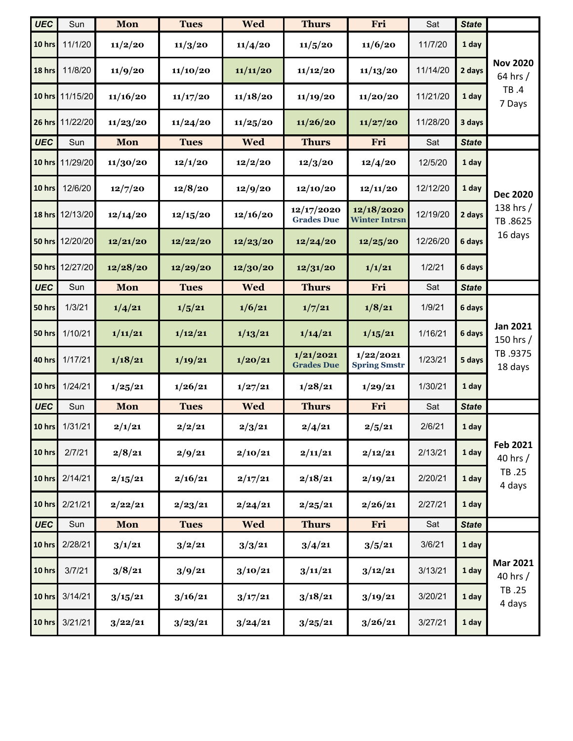| UEC | Sun | Mon | Tues | Wed | Thurs | Fri | Sat | State | |
|---|---|---|---|---|---|---|---|---|---|
| 10 hrs | 11/1/20 | 11/2/20 | 11/3/20 | 11/4/20 | 11/5/20 | 11/6/20 | 11/7/20 | 1 day | **Nov 2020** 64 hrs / TB .4 7 Days |
| 18 hrs | 11/8/20 | 11/9/20 | 11/10/20 | 11/11/20 | 11/12/20 | 11/13/20 | 11/14/20 | 2 days | |
| 10 hrs | 11/15/20 | 11/16/20 | 11/17/20 | 11/18/20 | 11/19/20 | 11/20/20 | 11/21/20 | 1 day | |
| 26 hrs | 11/22/20 | 11/23/20 | 11/24/20 | 11/25/20 | 11/26/20 | 11/27/20 | 11/28/20 | 3 days | |
| **UEC** | Sun | **Mon** | **Tues** | **Wed** | **Thurs** | **Fri** | Sat | **State** | |
| 10 hrs | 11/29/20 | 11/30/20 | 12/1/20 | 12/2/20 | 12/3/20 | 12/4/20 | 12/5/20 | 1 day | **Dec 2020** 138 hrs / TB .8625 16 days |
| 10 hrs | 12/6/20 | 12/7/20 | 12/8/20 | 12/9/20 | 12/10/20 | 12/11/20 | 12/12/20 | 1 day | |
| 18 hrs | 12/13/20 | 12/14/20 | 12/15/20 | 12/16/20 | 12/17/2020 Grades Due | 12/18/2020 Winter Intrsn | 12/19/20 | 2 days | |
| 50 hrs | 12/20/20 | 12/21/20 | 12/22/20 | 12/23/20 | 12/24/20 | 12/25/20 | 12/26/20 | 6 days | |
| 50 hrs | 12/27/20 | 12/28/20 | 12/29/20 | 12/30/20 | 12/31/20 | 1/1/21 | 1/2/21 | 6 days | |
| **UEC** | Sun | **Mon** | **Tues** | **Wed** | **Thurs** | **Fri** | Sat | **State** | |
| 50 hrs | 1/3/21 | 1/4/21 | 1/5/21 | 1/6/21 | 1/7/21 | 1/8/21 | 1/9/21 | 6 days | **Jan 2021** 150 hrs / TB .9375 18 days |
| 50 hrs | 1/10/21 | 1/11/21 | 1/12/21 | 1/13/21 | 1/14/21 | 1/15/21 | 1/16/21 | 6 days | |
| 40 hrs | 1/17/21 | 1/18/21 | 1/19/21 | 1/20/21 | 1/21/2021 Grades Due | 1/22/2021 Spring Smstr | 1/23/21 | 5 days | |
| 10 hrs | 1/24/21 | 1/25/21 | 1/26/21 | 1/27/21 | 1/28/21 | 1/29/21 | 1/30/21 | 1 day | |
| **UEC** | Sun | **Mon** | **Tues** | **Wed** | **Thurs** | **Fri** | Sat | **State** | |
| 10 hrs | 1/31/21 | 2/1/21 | 2/2/21 | 2/3/21 | 2/4/21 | 2/5/21 | 2/6/21 | 1 day | **Feb 2021** 40 hrs / TB .25 4 days |
| 10 hrs | 2/7/21 | 2/8/21 | 2/9/21 | 2/10/21 | 2/11/21 | 2/12/21 | 2/13/21 | 1 day | |
| 10 hrs | 2/14/21 | 2/15/21 | 2/16/21 | 2/17/21 | 2/18/21 | 2/19/21 | 2/20/21 | 1 day | |
| 10 hrs | 2/21/21 | 2/22/21 | 2/23/21 | 2/24/21 | 2/25/21 | 2/26/21 | 2/27/21 | 1 day | |
| **UEC** | Sun | **Mon** | **Tues** | **Wed** | **Thurs** | **Fri** | Sat | **State** | |
| 10 hrs | 2/28/21 | 3/1/21 | 3/2/21 | 3/3/21 | 3/4/21 | 3/5/21 | 3/6/21 | 1 day | **Mar 2021** 40 hrs / TB .25 4 days |
| 10 hrs | 3/7/21 | 3/8/21 | 3/9/21 | 3/10/21 | 3/11/21 | 3/12/21 | 3/13/21 | 1 day | |
| 10 hrs | 3/14/21 | 3/15/21 | 3/16/21 | 3/17/21 | 3/18/21 | 3/19/21 | 3/20/21 | 1 day | |
| 10 hrs | 3/21/21 | 3/22/21 | 3/23/21 | 3/24/21 | 3/25/21 | 3/26/21 | 3/27/21 | 1 day | |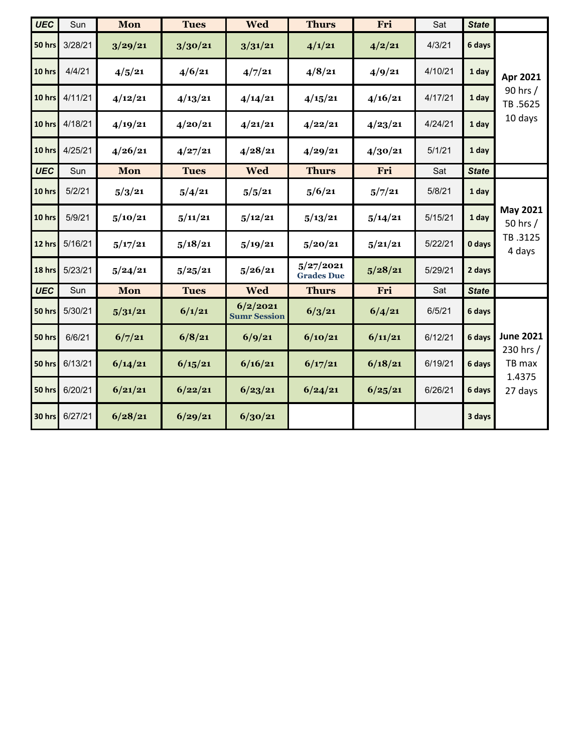| UEC | Sun | Mon | Tues | Wed | Thurs | Fri | Sat | State | |
|---|---|---|---|---|---|---|---|---|---|
| 50 hrs | 3/28/21 | 3/29/21 | 3/30/21 | 3/31/21 | 4/1/21 | 4/2/21 | 4/3/21 | 6 days | Apr 2021 90 hrs / TB .5625 10 days |
| 10 hrs | 4/4/21 | 4/5/21 | 4/6/21 | 4/7/21 | 4/8/21 | 4/9/21 | 4/10/21 | 1 day | |
| 10 hrs | 4/11/21 | 4/12/21 | 4/13/21 | 4/14/21 | 4/15/21 | 4/16/21 | 4/17/21 | 1 day | |
| 10 hrs | 4/18/21 | 4/19/21 | 4/20/21 | 4/21/21 | 4/22/21 | 4/23/21 | 4/24/21 | 1 day | |
| 10 hrs | 4/25/21 | 4/26/21 | 4/27/21 | 4/28/21 | 4/29/21 | 4/30/21 | 5/1/21 | 1 day | |
| UEC | Sun | Mon | Tues | Wed | Thurs | Fri | Sat | State | |
| 10 hrs | 5/2/21 | 5/3/21 | 5/4/21 | 5/5/21 | 5/6/21 | 5/7/21 | 5/8/21 | 1 day | May 2021 50 hrs / TB .3125 4 days |
| 10 hrs | 5/9/21 | 5/10/21 | 5/11/21 | 5/12/21 | 5/13/21 | 5/14/21 | 5/15/21 | 1 day | |
| 12 hrs | 5/16/21 | 5/17/21 | 5/18/21 | 5/19/21 | 5/20/21 | 5/21/21 | 5/22/21 | 0 days | |
| 18 hrs | 5/23/21 | 5/24/21 | 5/25/21 | 5/26/21 | 5/27/2021 Grades Due | 5/28/21 | 5/29/21 | 2 days | |
| UEC | Sun | Mon | Tues | Wed | Thurs | Fri | Sat | State | |
| 50 hrs | 5/30/21 | 5/31/21 | 6/1/21 | 6/2/2021 Sumr Session | 6/3/21 | 6/4/21 | 6/5/21 | 6 days | June 2021 230 hrs / TB max 1.4375 27 days |
| 50 hrs | 6/6/21 | 6/7/21 | 6/8/21 | 6/9/21 | 6/10/21 | 6/11/21 | 6/12/21 | 6 days | |
| 50 hrs | 6/13/21 | 6/14/21 | 6/15/21 | 6/16/21 | 6/17/21 | 6/18/21 | 6/19/21 | 6 days | |
| 50 hrs | 6/20/21 | 6/21/21 | 6/22/21 | 6/23/21 | 6/24/21 | 6/25/21 | 6/26/21 | 6 days | |
| 30 hrs | 6/27/21 | 6/28/21 | 6/29/21 | 6/30/21 | | | | 3 days | |